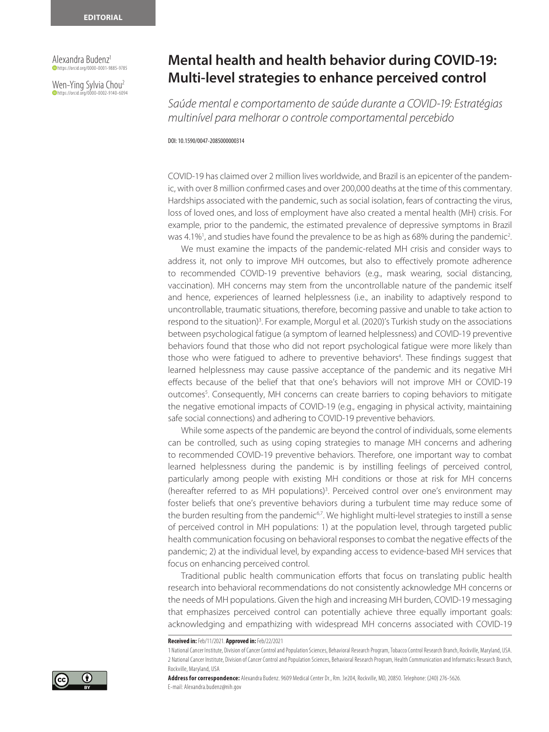EDITORIAL

Alexandra Budenz[1]
https://orcid.org/0000-0001-9885-9785

Wen-Ying Sylvia Chou[2]
https://orcid.org/0000-0002-9140-6094

# Mental health and health behavior during COVID-19: Multi-level strategies to enhance perceived control

*Saúde mental e comportamento de saúde durante a COVID-19: Estratégias multinível para melhorar o controle comportamental percebido*

DOI: 10.1590/0047-2085000000314

COVID-19 has claimed over 2 million lives worldwide, and Brazil is an epicenter of the pandemic, with over 8 million confirmed cases and over 200,000 deaths at the time of this commentary. Hardships associated with the pandemic, such as social isolation, fears of contracting the virus, loss of loved ones, and loss of employment have also created a mental health (MH) crisis. For example, prior to the pandemic, the estimated prevalence of depressive symptoms in Brazil was 4.1%[1], and studies have found the prevalence to be as high as 68% during the pandemic[2].

We must examine the impacts of the pandemic-related MH crisis and consider ways to address it, not only to improve MH outcomes, but also to effectively promote adherence to recommended COVID-19 preventive behaviors (e.g., mask wearing, social distancing, vaccination). MH concerns may stem from the uncontrollable nature of the pandemic itself and hence, experiences of learned helplessness (i.e., an inability to adaptively respond to uncontrollable, traumatic situations, therefore, becoming passive and unable to take action to respond to the situation)[3]. For example, Morgul et al. (2020)'s Turkish study on the associations between psychological fatigue (a symptom of learned helplessness) and COVID-19 preventive behaviors found that those who did not report psychological fatigue were more likely than those who were fatigued to adhere to preventive behaviors[4]. These findings suggest that learned helplessness may cause passive acceptance of the pandemic and its negative MH effects because of the belief that that one's behaviors will not improve MH or COVID-19 outcomes[5]. Consequently, MH concerns can create barriers to coping behaviors to mitigate the negative emotional impacts of COVID-19 (e.g., engaging in physical activity, maintaining safe social connections) and adhering to COVID-19 preventive behaviors.

While some aspects of the pandemic are beyond the control of individuals, some elements can be controlled, such as using coping strategies to manage MH concerns and adhering to recommended COVID-19 preventive behaviors. Therefore, one important way to combat learned helplessness during the pandemic is by instilling feelings of perceived control, particularly among people with existing MH conditions or those at risk for MH concerns (hereafter referred to as MH populations)[3]. Perceived control over one's environment may foster beliefs that one's preventive behaviors during a turbulent time may reduce some of the burden resulting from the pandemic[6,7]. We highlight multi-level strategies to instill a sense of perceived control in MH populations: 1) at the population level, through targeted public health communication focusing on behavioral responses to combat the negative effects of the pandemic; 2) at the individual level, by expanding access to evidence-based MH services that focus on enhancing perceived control.

Traditional public health communication efforts that focus on translating public health research into behavioral recommendations do not consistently acknowledge MH concerns or the needs of MH populations. Given the high and increasing MH burden, COVID-19 messaging that emphasizes perceived control can potentially achieve three equally important goals: acknowledging and empathizing with widespread MH concerns associated with COVID-19

**Received in:** Feb/11/2021. **Approved in:** Feb/22/2021

1 National Cancer Institute, Division of Cancer Control and Population Sciences, Behavioral Research Program, Tobacco Control Research Branch, Rockville, Maryland, USA.
2 National Cancer Institute, Division of Cancer Control and Population Sciences, Behavioral Research Program, Health Communication and Informatics Research Branch, Rockville, Maryland, USA

**Address for correspondence:** Alexandra Budenz. 9609 Medical Center Dr., Rm. 3e204, Rockville, MD, 20850. Telephone: (240) 276-5626. E-mail: Alexandra.budenz@nih.gov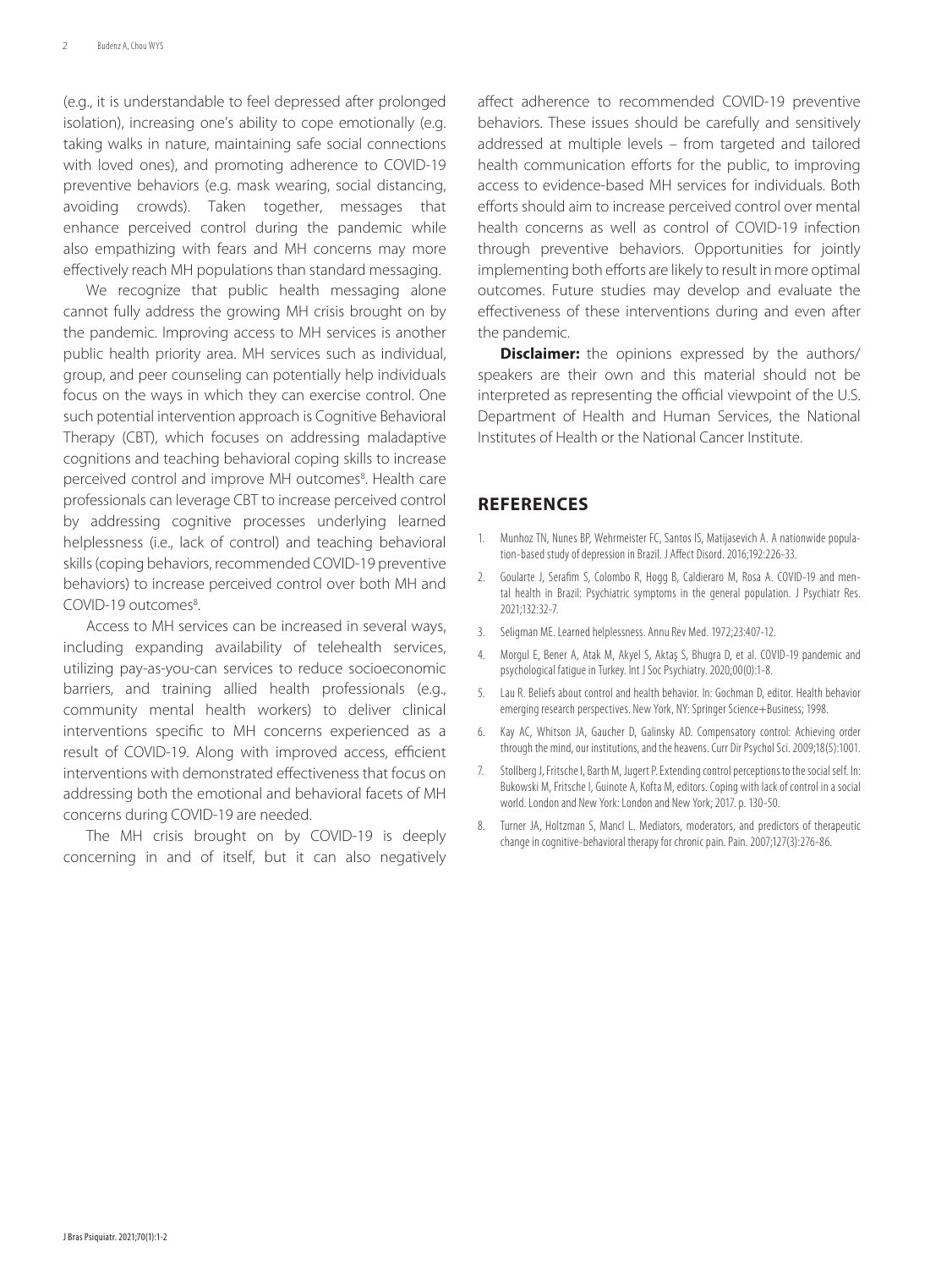(e.g., it is understandable to feel depressed after prolonged isolation), increasing one's ability to cope emotionally (e.g. taking walks in nature, maintaining safe social connections with loved ones), and promoting adherence to COVID-19 preventive behaviors (e.g. mask wearing, social distancing, avoiding crowds). Taken together, messages that enhance perceived control during the pandemic while also empathizing with fears and MH concerns may more effectively reach MH populations than standard messaging.

We recognize that public health messaging alone cannot fully address the growing MH crisis brought on by the pandemic. Improving access to MH services is another public health priority area. MH services such as individual, group, and peer counseling can potentially help individuals focus on the ways in which they can exercise control. One such potential intervention approach is Cognitive Behavioral Therapy (CBT), which focuses on addressing maladaptive cognitions and teaching behavioral coping skills to increase perceived control and improve MH outcomes[8]. Health care professionals can leverage CBT to increase perceived control by addressing cognitive processes underlying learned helplessness (i.e., lack of control) and teaching behavioral skills (coping behaviors, recommended COVID-19 preventive behaviors) to increase perceived control over both MH and COVID-19 outcomes[8].

Access to MH services can be increased in several ways, including expanding availability of telehealth services, utilizing pay-as-you-can services to reduce socioeconomic barriers, and training allied health professionals (e.g., community mental health workers) to deliver clinical interventions specific to MH concerns experienced as a result of COVID-19. Along with improved access, efficient interventions with demonstrated effectiveness that focus on addressing both the emotional and behavioral facets of MH concerns during COVID-19 are needed.

The MH crisis brought on by COVID-19 is deeply concerning in and of itself, but it can also negatively affect adherence to recommended COVID-19 preventive behaviors. These issues should be carefully and sensitively addressed at multiple levels – from targeted and tailored health communication efforts for the public, to improving access to evidence-based MH services for individuals. Both efforts should aim to increase perceived control over mental health concerns as well as control of COVID-19 infection through preventive behaviors. Opportunities for jointly implementing both efforts are likely to result in more optimal outcomes. Future studies may develop and evaluate the effectiveness of these interventions during and even after the pandemic.

**Disclaimer:** the opinions expressed by the authors/speakers are their own and this material should not be interpreted as representing the official viewpoint of the U.S. Department of Health and Human Services, the National Institutes of Health or the National Cancer Institute.

## REFERENCES

1. Munhoz TN, Nunes BP, Wehrmeister FC, Santos IS, Matijasevich A. A nationwide population-based study of depression in Brazil. J Affect Disord. 2016;192:226-33.
2. Goularte J, Serafim S, Colombo R, Hogg B, Caldieraro M, Rosa A. COVID-19 and mental health in Brazil: Psychiatric symptoms in the general population. J Psychiatr Res. 2021;132:32-7.
3. Seligman ME. Learned helplessness. Annu Rev Med. 1972;23:407-12.
4. Morgul E, Bener A, Atak M, Akyel S, Aktaş S, Bhugra D, et al. COVID-19 pandemic and psychological fatigue in Turkey. Int J Soc Psychiatry. 2020;00(0):1-8.
5. Lau R. Beliefs about control and health behavior. In: Gochman D, editor. Health behavior emerging research perspectives. New York, NY: Springer Science+Business; 1998.
6. Kay AC, Whitson JA, Gaucher D, Galinsky AD. Compensatory control: Achieving order through the mind, our institutions, and the heavens. Curr Dir Psychol Sci. 2009;18(5):1001.
7. Stollberg J, Fritsche I, Barth M, Jugert P. Extending control perceptions to the social self. In: Bukowski M, Fritsche I, Guinote A, Kofta M, editors. Coping with lack of control in a social world. London and New York: London and New York; 2017. p. 130-50.
8. Turner JA, Holtzman S, Mancl L. Mediators, moderators, and predictors of therapeutic change in cognitive-behavioral therapy for chronic pain. Pain. 2007;127(3):276-86.